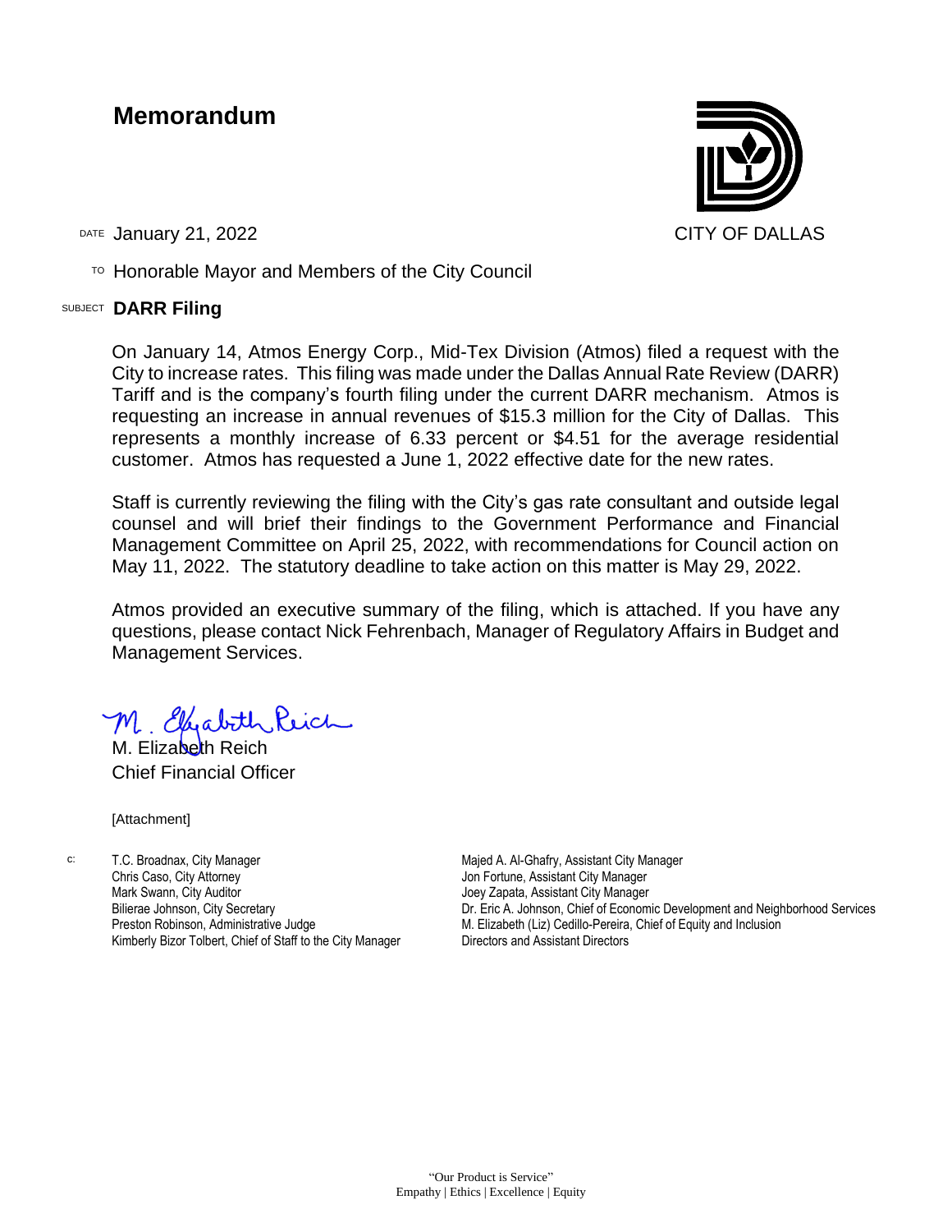# Memorandum

CITY OF DALLAS

DATE January 21, 2022

TO Honorable Mayor and Members of the City Council

SUBJECT **DARR Filing**

On January 14, Atmos Energy Corp., Mid-Tex Division (Atmos) filed a request with the City to increase rates. This filing was made under the Dallas Annual Rate Review (DARR) Tariff and is the company's fourth filing under the current DARR mechanism. Atmos is requesting an increase in annual revenues of $15.3 million for the City of Dallas. This represents a monthly increase of 6.33 percent or $4.51 for the average residential customer. Atmos has requested a June 1, 2022 effective date for the new rates.

Staff is currently reviewing the filing with the City's gas rate consultant and outside legal counsel and will brief their findings to the Government Performance and Financial Management Committee on April 25, 2022, with recommendations for Council action on May 11, 2022. The statutory deadline to take action on this matter is May 29, 2022.

Atmos provided an executive summary of the filing, which is attached. If you have any questions, please contact Nick Fehrenbach, Manager of Regulatory Affairs in Budget and Management Services.

M. Elizabeth Reich
Chief Financial Officer

[Attachment]

c:
T.C. Broadnax, City Manager
Chris Caso, City Attorney
Mark Swann, City Auditor
Bilierae Johnson, City Secretary
Preston Robinson, Administrative Judge
Kimberly Bizor Tolbert, Chief of Staff to the City Manager
Majed A. Al-Ghafry, Assistant City Manager
Jon Fortune, Assistant City Manager
Joey Zapata, Assistant City Manager
Dr. Eric A. Johnson, Chief of Economic Development and Neighborhood Services
M. Elizabeth (Liz) Cedillo-Pereira, Chief of Equity and Inclusion
Directors and Assistant Directors

"Our Product is Service"
Empathy | Ethics | Excellence | Equity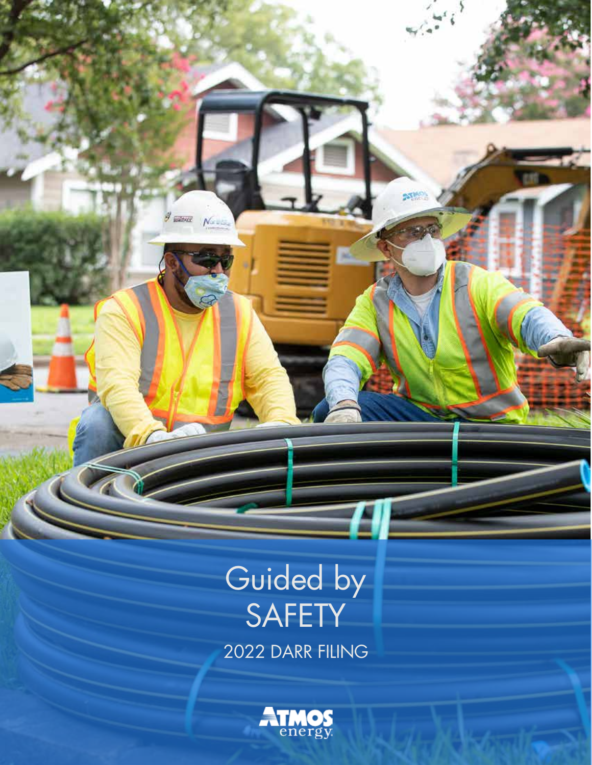# Guided by SAFETY

2022 DARR FILING

Atmos energy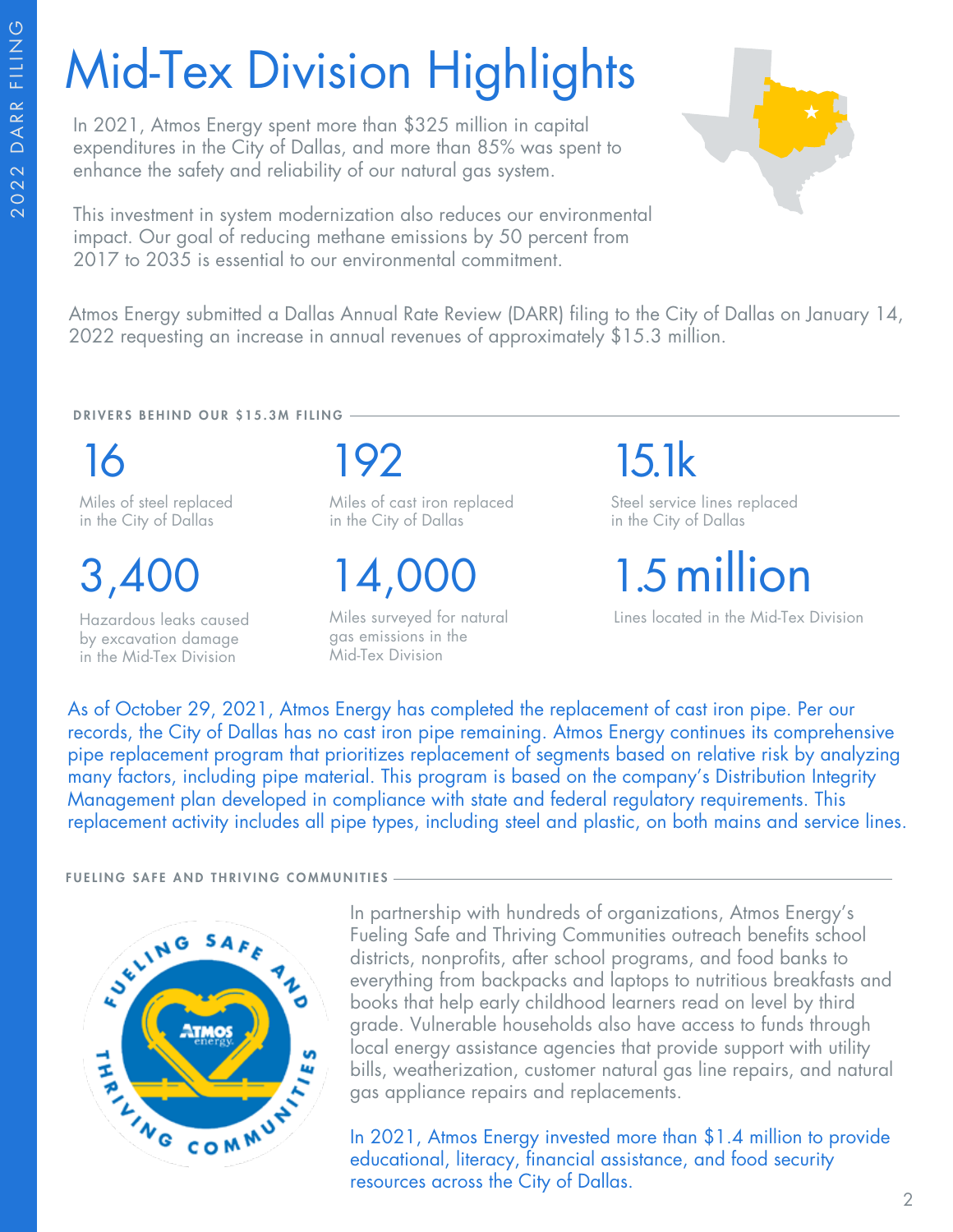# Mid-Tex Division Highlights

In 2021, Atmos Energy spent more than $325 million in capital expenditures in the City of Dallas, and more than 85% was spent to enhance the safety and reliability of our natural gas system.

This investment in system modernization also reduces our environmental impact. Our goal of reducing methane emissions by 50 percent from 2017 to 2035 is essential to our environmental commitment.

Atmos Energy submitted a Dallas Annual Rate Review (DARR) filing to the City of Dallas on January 14, 2022 requesting an increase in annual revenues of approximately $15.3 million.

## DRIVERS BEHIND OUR $15.3M FILING

**16**
Miles of steel replaced in the City of Dallas

**192**
Miles of cast iron replaced in the City of Dallas

**15.1k**
Steel service lines replaced in the City of Dallas

**3,400**
Hazardous leaks caused by excavation damage in the Mid-Tex Division

**14,000**
Miles surveyed for natural gas emissions in the Mid-Tex Division

**1.5 million**
Lines located in the Mid-Tex Division

As of October 29, 2021, Atmos Energy has completed the replacement of cast iron pipe. Per our records, the City of Dallas has no cast iron pipe remaining. Atmos Energy continues its comprehensive pipe replacement program that prioritizes replacement of segments based on relative risk by analyzing many factors, including pipe material. This program is based on the company's Distribution Integrity Management plan developed in compliance with state and federal regulatory requirements. This replacement activity includes all pipe types, including steel and plastic, on both mains and service lines.

## FUELING SAFE AND THRIVING COMMUNITIES

In partnership with hundreds of organizations, Atmos Energy's Fueling Safe and Thriving Communities outreach benefits school districts, nonprofits, after school programs, and food banks to everything from backpacks and laptops to nutritious breakfasts and books that help early childhood learners read on level by third grade. Vulnerable households also have access to funds through local energy assistance agencies that provide support with utility bills, weatherization, customer natural gas line repairs, and natural gas appliance repairs and replacements.

In 2021, Atmos Energy invested more than $1.4 million to provide educational, literacy, financial assistance, and food security resources across the City of Dallas.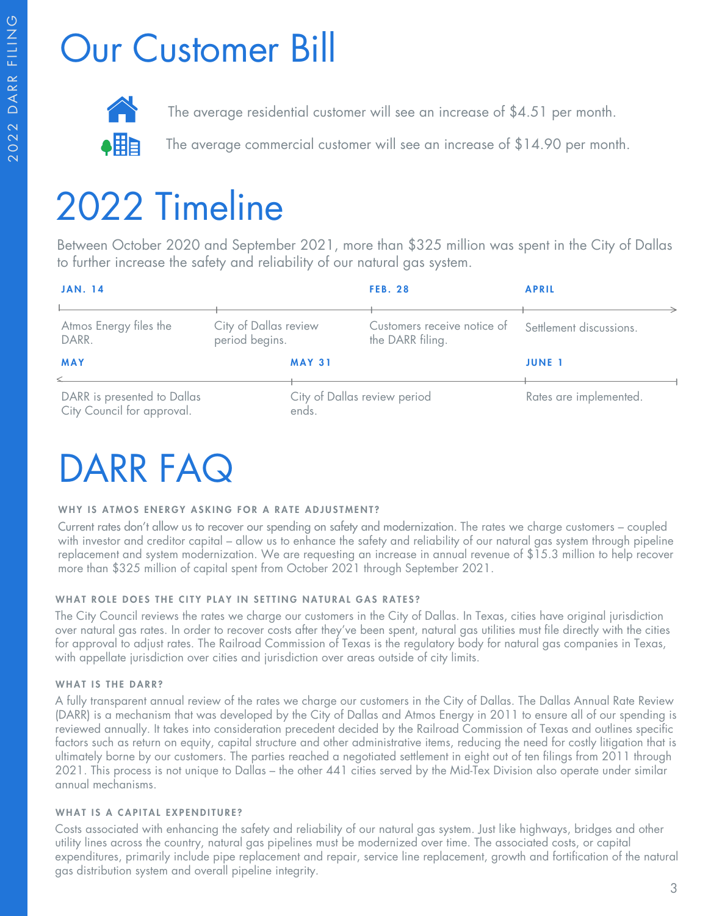# Our Customer Bill

The average residential customer will see an increase of $4.51 per month.

The average commercial customer will see an increase of $14.90 per month.

# 2022 Timeline

Between October 2020 and September 2021, more than $325 million was spent in the City of Dallas to further increase the safety and reliability of our natural gas system.

**JAN. 14**

Atmos Energy files the DARR.

City of Dallas review period begins.

**FEB. 28**

Customers receive notice of the DARR filing.

**APRIL**

Settlement discussions.

**MAY**

DARR is presented to Dallas City Council for approval.

**MAY 31**

City of Dallas review period ends.

**JUNE 1**

Rates are implemented.

# DARR FAQ

#### WHY IS ATMOS ENERGY ASKING FOR A RATE ADJUSTMENT?

Current rates don't allow us to recover our spending on safety and modernization. The rates we charge customers – coupled with investor and creditor capital – allow us to enhance the safety and reliability of our natural gas system through pipeline replacement and system modernization. We are requesting an increase in annual revenue of $15.3 million to help recover more than $325 million of capital spent from October 2021 through September 2021.

#### WHAT ROLE DOES THE CITY PLAY IN SETTING NATURAL GAS RATES?

The City Council reviews the rates we charge our customers in the City of Dallas. In Texas, cities have original jurisdiction over natural gas rates. In order to recover costs after they've been spent, natural gas utilities must file directly with the cities for approval to adjust rates. The Railroad Commission of Texas is the regulatory body for natural gas companies in Texas, with appellate jurisdiction over cities and jurisdiction over areas outside of city limits.

#### WHAT IS THE DARR?

A fully transparent annual review of the rates we charge our customers in the City of Dallas. The Dallas Annual Rate Review (DARR) is a mechanism that was developed by the City of Dallas and Atmos Energy in 2011 to ensure all of our spending is reviewed annually. It takes into consideration precedent decided by the Railroad Commission of Texas and outlines specific factors such as return on equity, capital structure and other administrative items, reducing the need for costly litigation that is ultimately borne by our customers. The parties reached a negotiated settlement in eight out of ten filings from 2011 through 2021. This process is not unique to Dallas – the other 441 cities served by the Mid-Tex Division also operate under similar annual mechanisms.

#### WHAT IS A CAPITAL EXPENDITURE?

Costs associated with enhancing the safety and reliability of our natural gas system. Just like highways, bridges and other utility lines across the country, natural gas pipelines must be modernized over time. The associated costs, or capital expenditures, primarily include pipe replacement and repair, service line replacement, growth and fortification of the natural gas distribution system and overall pipeline integrity.